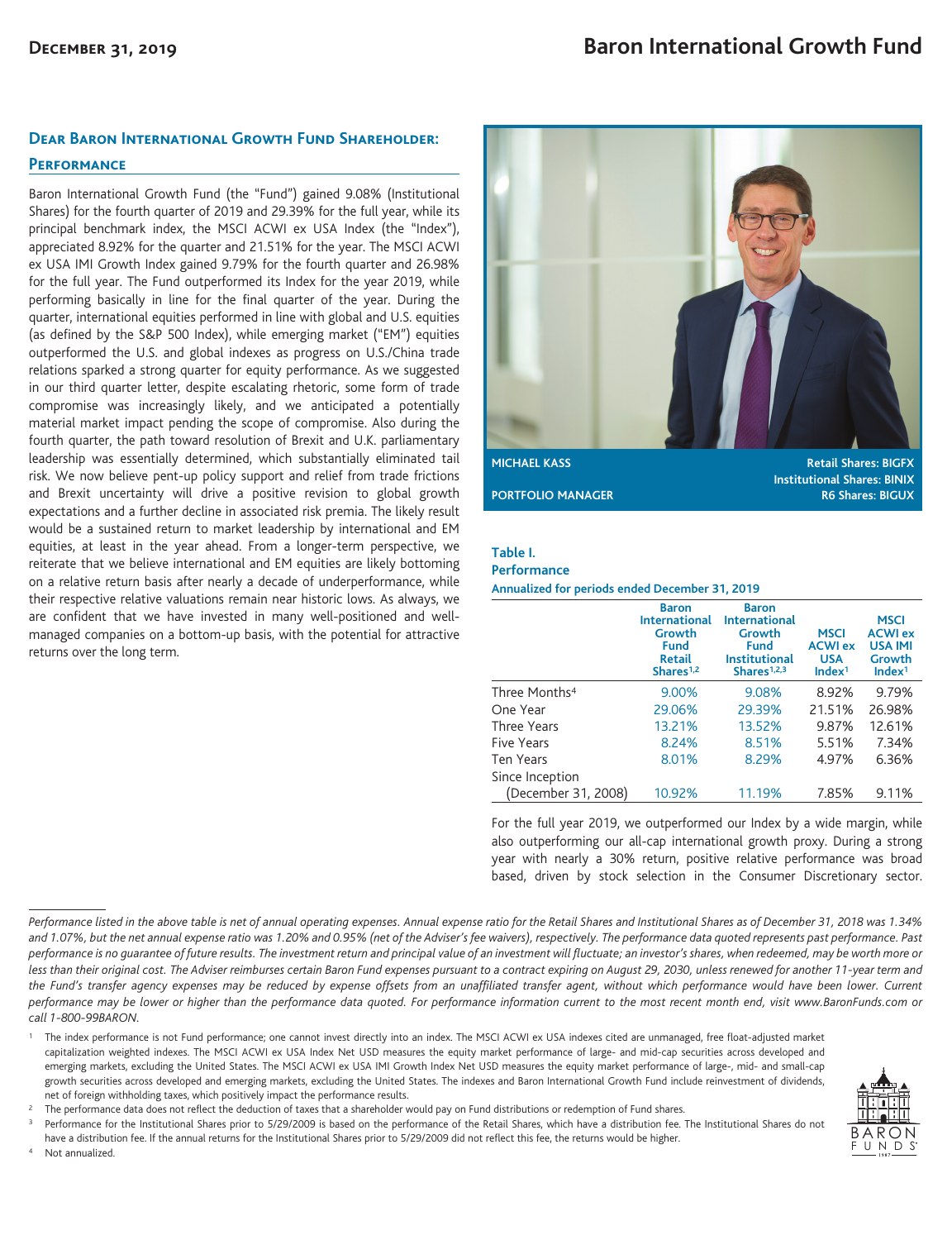# Baron International Growth Fund

December 31, 2019

## Dear Baron International Growth Fund Shareholder:

### Performance

Baron International Growth Fund (the "Fund") gained 9.08% (Institutional Shares) for the fourth quarter of 2019 and 29.39% for the full year, while its principal benchmark index, the MSCI ACWI ex USA Index (the "Index"), appreciated 8.92% for the quarter and 21.51% for the year. The MSCI ACWI ex USA IMI Growth Index gained 9.79% for the fourth quarter and 26.98% for the full year. The Fund outperformed its Index for the year 2019, while performing basically in line for the final quarter of the year. During the quarter, international equities performed in line with global and U.S. equities (as defined by the S&P 500 Index), while emerging market ("EM") equities outperformed the U.S. and global indexes as progress on U.S./China trade relations sparked a strong quarter for equity performance. As we suggested in our third quarter letter, despite escalating rhetoric, some form of trade compromise was increasingly likely, and we anticipated a potentially material market impact pending the scope of compromise. Also during the fourth quarter, the path toward resolution of Brexit and U.K. parliamentary leadership was essentially determined, which substantially eliminated tail risk. We now believe pent-up policy support and relief from trade frictions and Brexit uncertainty will drive a positive revision to global growth expectations and a further decline in associated risk premia. The likely result would be a sustained return to market leadership by international and EM equities, at least in the year ahead. From a longer-term perspective, we reiterate that we believe international and EM equities are likely bottoming on a relative return basis after nearly a decade of underperformance, while their respective relative valuations remain near historic lows. As always, we are confident that we have invested in many well-positioned and well-managed companies on a bottom-up basis, with the potential for attractive returns over the long term.

**MICHAEL KASS**
**PORTFOLIO MANAGER**

**Retail Shares: BIGFX**
**Institutional Shares: BINIX**
**R6 Shares: BIGUX**

**Table I.**
**Performance**
**Annualized for periods ended December 31, 2019**

| | Baron International Growth Fund Retail Shares[1,2] | Baron International Growth Fund Institutional Shares[1,2,3] | MSCI ACWI ex USA Index[1] | MSCI ACWI ex USA IMI Growth Index[1] |
|---|---|---|---|---|
| Three Months[4] | 9.00% | 9.08% | 8.92% | 9.79% |
| One Year | 29.06% | 29.39% | 21.51% | 26.98% |
| Three Years | 13.21% | 13.52% | 9.87% | 12.61% |
| Five Years | 8.24% | 8.51% | 5.51% | 7.34% |
| Ten Years | 8.01% | 8.29% | 4.97% | 6.36% |
| Since Inception (December 31, 2008) | 10.92% | 11.19% | 7.85% | 9.11% |

For the full year 2019, we outperformed our Index by a wide margin, while also outperforming our all-cap international growth proxy. During a strong year with nearly a 30% return, positive relative performance was broad based, driven by stock selection in the Consumer Discretionary sector.

*Performance listed in the above table is net of annual operating expenses. Annual expense ratio for the Retail Shares and Institutional Shares as of December 31, 2018 was 1.34% and 1.07%, but the net annual expense ratio was 1.20% and 0.95% (net of the Adviser's fee waivers), respectively. The performance data quoted represents past performance. Past performance is no guarantee of future results. The investment return and principal value of an investment will fluctuate; an investor's shares, when redeemed, may be worth more or less than their original cost. The Adviser reimburses certain Baron Fund expenses pursuant to a contract expiring on August 29, 2030, unless renewed for another 11-year term and the Fund's transfer agency expenses may be reduced by expense offsets from an unaffiliated transfer agent, without which performance would have been lower. Current performance may be lower or higher than the performance data quoted. For performance information current to the most recent month end, visit www.BaronFunds.com or call 1-800-99BARON.*

[1] The index performance is not Fund performance; one cannot invest directly into an index. The MSCI ACWI ex USA indexes cited are unmanaged, free float-adjusted market capitalization weighted indexes. The MSCI ACWI ex USA Index Net USD measures the equity market performance of large- and mid-cap securities across developed and emerging markets, excluding the United States. The MSCI ACWI ex USA IMI Growth Index Net USD measures the equity market performance of large-, mid- and small-cap growth securities across developed and emerging markets, excluding the United States. The indexes and Baron International Growth Fund include reinvestment of dividends, net of foreign withholding taxes, which positively impact the performance results.

[2] The performance data does not reflect the deduction of taxes that a shareholder would pay on Fund distributions or redemption of Fund shares.

[3] Performance for the Institutional Shares prior to 5/29/2009 is based on the performance of the Retail Shares, which have a distribution fee. The Institutional Shares do not have a distribution fee. If the annual returns for the Institutional Shares prior to 5/29/2009 did not reflect this fee, the returns would be higher.

[4] Not annualized.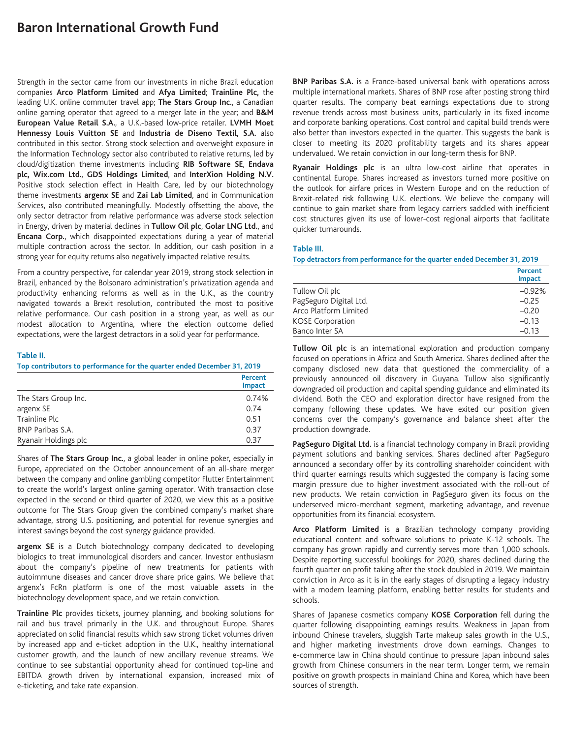# Baron International Growth Fund

Strength in the sector came from our investments in niche Brazil education companies **Arco Platform Limited** and **Afya Limited**; **Trainline Plc,** the leading U.K. online commuter travel app; **The Stars Group Inc.**, a Canadian online gaming operator that agreed to a merger late in the year; and **B&M European Value Retail S.A.**, a U.K.-based low-price retailer. **LVMH Moet Hennessy Louis Vuitton SE** and **Industria de Diseno Textil, S.A.** also contributed in this sector. Strong stock selection and overweight exposure in the Information Technology sector also contributed to relative returns, led by cloud/digitization theme investments including **RIB Software SE**, **Endava plc, Wix.com Ltd.**, **GDS Holdings Limited**, and **InterXion Holding N.V.** Positive stock selection effect in Health Care, led by our biotechnology theme investments **argenx SE** and **Zai Lab Limited**, and in Communication Services, also contributed meaningfully. Modestly offsetting the above, the only sector detractor from relative performance was adverse stock selection in Energy, driven by material declines in **Tullow Oil plc**, **Golar LNG Ltd.**, and **Encana Corp.**, which disappointed expectations during a year of material multiple contraction across the sector. In addition, our cash position in a strong year for equity returns also negatively impacted relative results.

From a country perspective, for calendar year 2019, strong stock selection in Brazil, enhanced by the Bolsonaro administration's privatization agenda and productivity enhancing reforms as well as in the U.K., as the country navigated towards a Brexit resolution, contributed the most to positive relative performance. Our cash position in a strong year, as well as our modest allocation to Argentina, where the election outcome defied expectations, were the largest detractors in a solid year for performance.

**Table II.**
**Top contributors to performance for the quarter ended December 31, 2019**

| | Percent Impact |
|---|---|
| The Stars Group Inc. | 0.74% |
| argenx SE | 0.74 |
| Trainline Plc | 0.51 |
| BNP Paribas S.A. | 0.37 |
| Ryanair Holdings plc | 0.37 |

Shares of **The Stars Group Inc.**, a global leader in online poker, especially in Europe, appreciated on the October announcement of an all-share merger between the company and online gambling competitor Flutter Entertainment to create the world's largest online gaming operator. With transaction close expected in the second or third quarter of 2020, we view this as a positive outcome for The Stars Group given the combined company's market share advantage, strong U.S. positioning, and potential for revenue synergies and interest savings beyond the cost synergy guidance provided.

**argenx SE** is a Dutch biotechnology company dedicated to developing biologics to treat immunological disorders and cancer. Investor enthusiasm about the company's pipeline of new treatments for patients with autoimmune diseases and cancer drove share price gains. We believe that argenx's FcRn platform is one of the most valuable assets in the biotechnology development space, and we retain conviction.

**Trainline Plc** provides tickets, journey planning, and booking solutions for rail and bus travel primarily in the U.K. and throughout Europe. Shares appreciated on solid financial results which saw strong ticket volumes driven by increased app and e-ticket adoption in the U.K., healthy international customer growth, and the launch of new ancillary revenue streams. We continue to see substantial opportunity ahead for continued top-line and EBITDA growth driven by international expansion, increased mix of e-ticketing, and take rate expansion.

**BNP Paribas S.A.** is a France-based universal bank with operations across multiple international markets. Shares of BNP rose after posting strong third quarter results. The company beat earnings expectations due to strong revenue trends across most business units, particularly in its fixed income and corporate banking operations. Cost control and capital build trends were also better than investors expected in the quarter. This suggests the bank is closer to meeting its 2020 profitability targets and its shares appear undervalued. We retain conviction in our long-term thesis for BNP.

**Ryanair Holdings plc** is an ultra low-cost airline that operates in continental Europe. Shares increased as investors turned more positive on the outlook for airfare prices in Western Europe and on the reduction of Brexit-related risk following U.K. elections. We believe the company will continue to gain market share from legacy carriers saddled with inefficient cost structures given its use of lower-cost regional airports that facilitate quicker turnarounds.

**Table III.**
**Top detractors from performance for the quarter ended December 31, 2019**

| | Percent Impact |
|---|---|
| Tullow Oil plc | –0.92% |
| PagSeguro Digital Ltd. | –0.25 |
| Arco Platform Limited | –0.20 |
| KOSE Corporation | –0.13 |
| Banco Inter SA | –0.13 |

**Tullow Oil plc** is an international exploration and production company focused on operations in Africa and South America. Shares declined after the company disclosed new data that questioned the commerciality of a previously announced oil discovery in Guyana. Tullow also significantly downgraded oil production and capital spending guidance and eliminated its dividend. Both the CEO and exploration director have resigned from the company following these updates. We have exited our position given concerns over the company's governance and balance sheet after the production downgrade.

**PagSeguro Digital Ltd.** is a financial technology company in Brazil providing payment solutions and banking services. Shares declined after PagSeguro announced a secondary offer by its controlling shareholder coincident with third quarter earnings results which suggested the company is facing some margin pressure due to higher investment associated with the roll-out of new products. We retain conviction in PagSeguro given its focus on the underserved micro-merchant segment, marketing advantage, and revenue opportunities from its financial ecosystem.

**Arco Platform Limited** is a Brazilian technology company providing educational content and software solutions to private K-12 schools. The company has grown rapidly and currently serves more than 1,000 schools. Despite reporting successful bookings for 2020, shares declined during the fourth quarter on profit taking after the stock doubled in 2019. We maintain conviction in Arco as it is in the early stages of disrupting a legacy industry with a modern learning platform, enabling better results for students and schools.

Shares of Japanese cosmetics company **KOSE Corporation** fell during the quarter following disappointing earnings results. Weakness in Japan from inbound Chinese travelers, sluggish Tarte makeup sales growth in the U.S., and higher marketing investments drove down earnings. Changes to e-commerce law in China should continue to pressure Japan inbound sales growth from Chinese consumers in the near term. Longer term, we remain positive on growth prospects in mainland China and Korea, which have been sources of strength.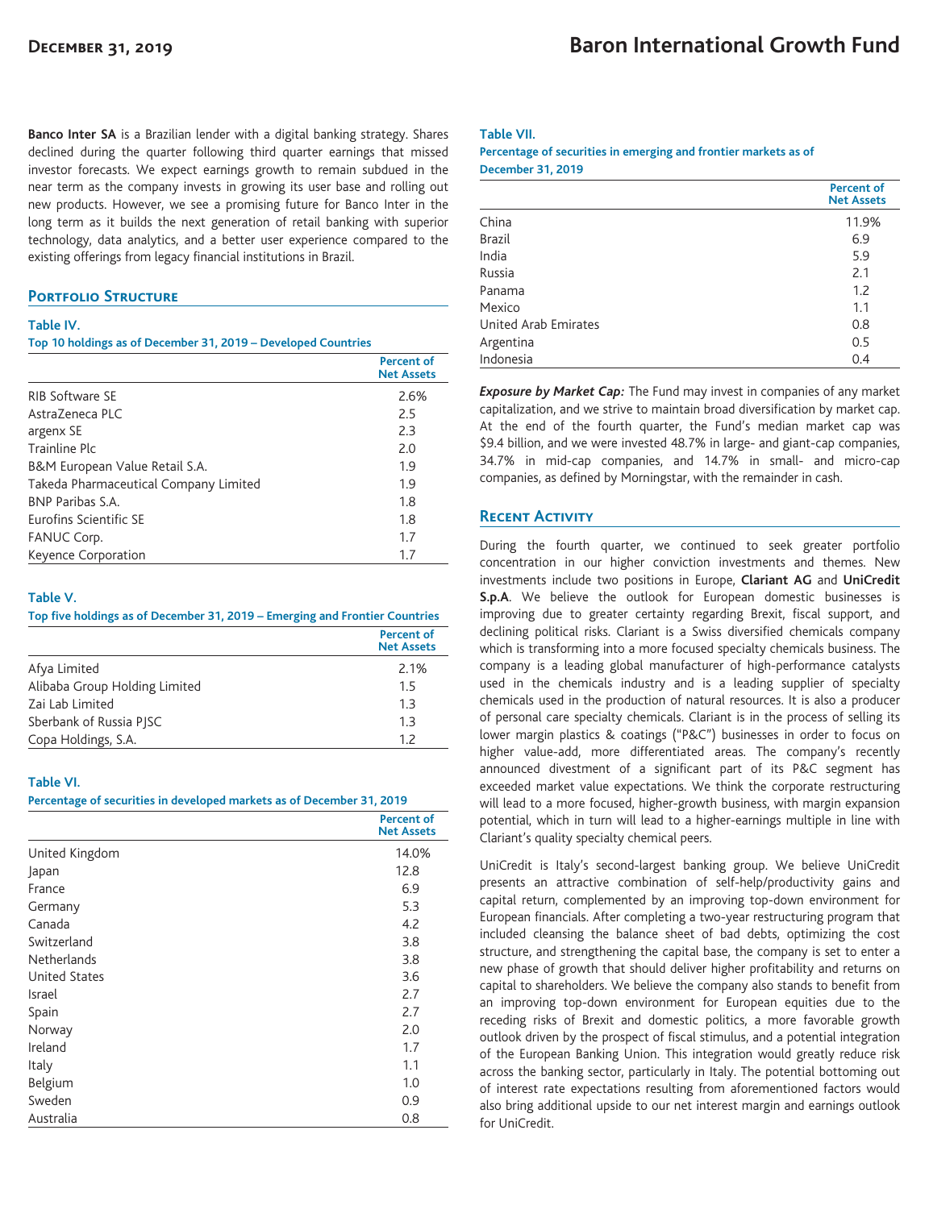**Banco Inter SA** is a Brazilian lender with a digital banking strategy. Shares declined during the quarter following third quarter earnings that missed investor forecasts. We expect earnings growth to remain subdued in the near term as the company invests in growing its user base and rolling out new products. However, we see a promising future for Banco Inter in the long term as it builds the next generation of retail banking with superior technology, data analytics, and a better user experience compared to the existing offerings from legacy financial institutions in Brazil.

## Portfolio Structure

**Table IV.**
**Top 10 holdings as of December 31, 2019 – Developed Countries**

| | Percent of Net Assets |
|---|---|
| RIB Software SE | 2.6% |
| AstraZeneca PLC | 2.5 |
| argenx SE | 2.3 |
| Trainline Plc | 2.0 |
| B&M European Value Retail S.A. | 1.9 |
| Takeda Pharmaceutical Company Limited | 1.9 |
| BNP Paribas S.A. | 1.8 |
| Eurofins Scientific SE | 1.8 |
| FANUC Corp. | 1.7 |
| Keyence Corporation | 1.7 |

**Table V.**
**Top five holdings as of December 31, 2019 – Emerging and Frontier Countries**

| | Percent of Net Assets |
|---|---|
| Afya Limited | 2.1% |
| Alibaba Group Holding Limited | 1.5 |
| Zai Lab Limited | 1.3 |
| Sberbank of Russia PJSC | 1.3 |
| Copa Holdings, S.A. | 1.2 |

**Table VI.**
**Percentage of securities in developed markets as of December 31, 2019**

| | Percent of Net Assets |
|---|---|
| United Kingdom | 14.0% |
| Japan | 12.8 |
| France | 6.9 |
| Germany | 5.3 |
| Canada | 4.2 |
| Switzerland | 3.8 |
| Netherlands | 3.8 |
| United States | 3.6 |
| Israel | 2.7 |
| Spain | 2.7 |
| Norway | 2.0 |
| Ireland | 1.7 |
| Italy | 1.1 |
| Belgium | 1.0 |
| Sweden | 0.9 |
| Australia | 0.8 |

**Table VII.**
**Percentage of securities in emerging and frontier markets as of December 31, 2019**

| | Percent of Net Assets |
|---|---|
| China | 11.9% |
| Brazil | 6.9 |
| India | 5.9 |
| Russia | 2.1 |
| Panama | 1.2 |
| Mexico | 1.1 |
| United Arab Emirates | 0.8 |
| Argentina | 0.5 |
| Indonesia | 0.4 |

***Exposure by Market Cap:*** The Fund may invest in companies of any market capitalization, and we strive to maintain broad diversification by market cap. At the end of the fourth quarter, the Fund's median market cap was $9.4 billion, and we were invested 48.7% in large- and giant-cap companies, 34.7% in mid-cap companies, and 14.7% in small- and micro-cap companies, as defined by Morningstar, with the remainder in cash.

## Recent Activity

During the fourth quarter, we continued to seek greater portfolio concentration in our higher conviction investments and themes. New investments include two positions in Europe, **Clariant AG** and **UniCredit S.p.A**. We believe the outlook for European domestic businesses is improving due to greater certainty regarding Brexit, fiscal support, and declining political risks. Clariant is a Swiss diversified chemicals company which is transforming into a more focused specialty chemicals business. The company is a leading global manufacturer of high-performance catalysts used in the chemicals industry and is a leading supplier of specialty chemicals used in the production of natural resources. It is also a producer of personal care specialty chemicals. Clariant is in the process of selling its lower margin plastics & coatings ("P&C") businesses in order to focus on higher value-add, more differentiated areas. The company's recently announced divestment of a significant part of its P&C segment has exceeded market value expectations. We think the corporate restructuring will lead to a more focused, higher-growth business, with margin expansion potential, which in turn will lead to a higher-earnings multiple in line with Clariant's quality specialty chemical peers.

UniCredit is Italy's second-largest banking group. We believe UniCredit presents an attractive combination of self-help/productivity gains and capital return, complemented by an improving top-down environment for European financials. After completing a two-year restructuring program that included cleansing the balance sheet of bad debts, optimizing the cost structure, and strengthening the capital base, the company is set to enter a new phase of growth that should deliver higher profitability and returns on capital to shareholders. We believe the company also stands to benefit from an improving top-down environment for European equities due to the receding risks of Brexit and domestic politics, a more favorable growth outlook driven by the prospect of fiscal stimulus, and a potential integration of the European Banking Union. This integration would greatly reduce risk across the banking sector, particularly in Italy. The potential bottoming out of interest rate expectations resulting from aforementioned factors would also bring additional upside to our net interest margin and earnings outlook for UniCredit.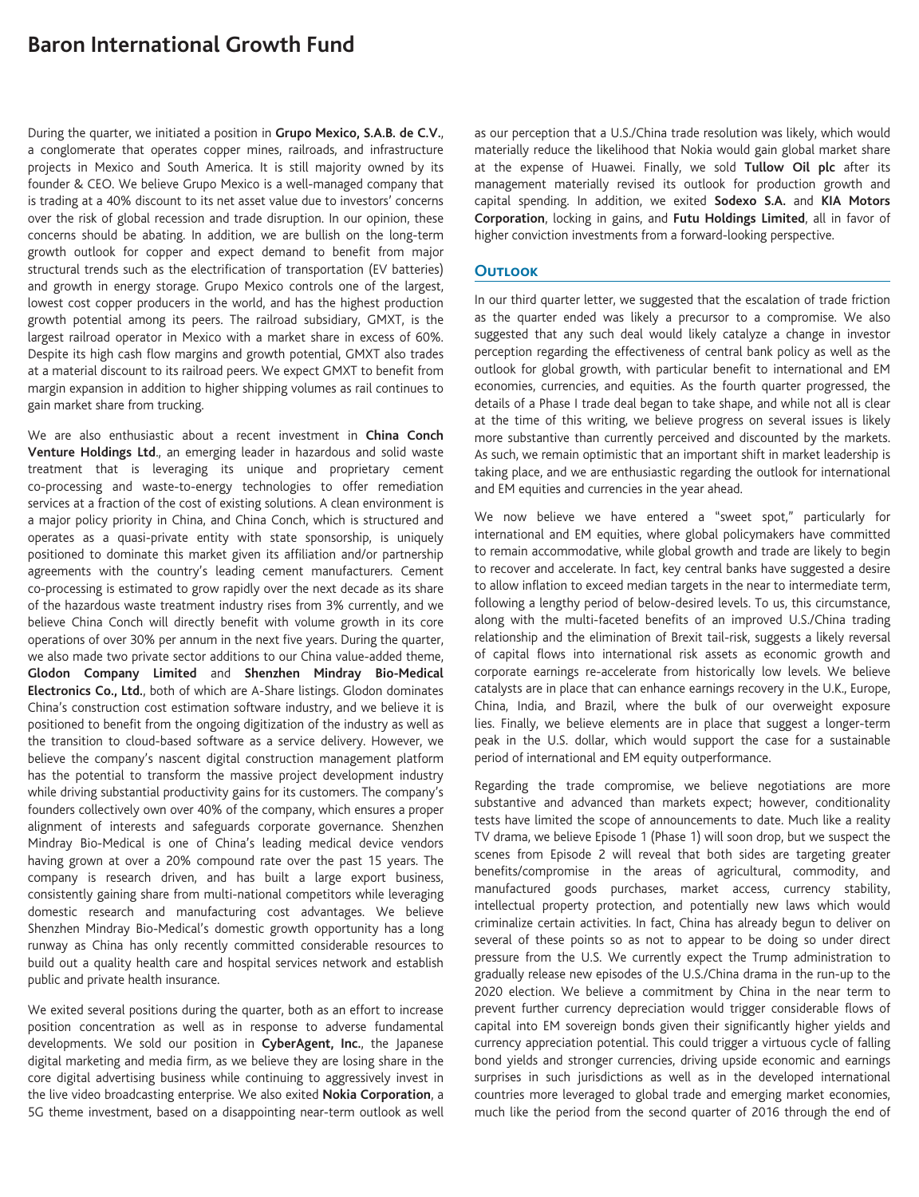During the quarter, we initiated a position in **Grupo Mexico, S.A.B. de C.V.**, a conglomerate that operates copper mines, railroads, and infrastructure projects in Mexico and South America. It is still majority owned by its founder & CEO. We believe Grupo Mexico is a well-managed company that is trading at a 40% discount to its net asset value due to investors' concerns over the risk of global recession and trade disruption. In our opinion, these concerns should be abating. In addition, we are bullish on the long-term growth outlook for copper and expect demand to benefit from major structural trends such as the electrification of transportation (EV batteries) and growth in energy storage. Grupo Mexico controls one of the largest, lowest cost copper producers in the world, and has the highest production growth potential among its peers. The railroad subsidiary, GMXT, is the largest railroad operator in Mexico with a market share in excess of 60%. Despite its high cash flow margins and growth potential, GMXT also trades at a material discount to its railroad peers. We expect GMXT to benefit from margin expansion in addition to higher shipping volumes as rail continues to gain market share from trucking.

We are also enthusiastic about a recent investment in **China Conch Venture Holdings Ltd.**, an emerging leader in hazardous and solid waste treatment that is leveraging its unique and proprietary cement co-processing and waste-to-energy technologies to offer remediation services at a fraction of the cost of existing solutions. A clean environment is a major policy priority in China, and China Conch, which is structured and operates as a quasi-private entity with state sponsorship, is uniquely positioned to dominate this market given its affiliation and/or partnership agreements with the country's leading cement manufacturers. Cement co-processing is estimated to grow rapidly over the next decade as its share of the hazardous waste treatment industry rises from 3% currently, and we believe China Conch will directly benefit with volume growth in its core operations of over 30% per annum in the next five years. During the quarter, we also made two private sector additions to our China value-added theme, **Glodon Company Limited** and **Shenzhen Mindray Bio-Medical Electronics Co., Ltd.**, both of which are A-Share listings. Glodon dominates China's construction cost estimation software industry, and we believe it is positioned to benefit from the ongoing digitization of the industry as well as the transition to cloud-based software as a service delivery. However, we believe the company's nascent digital construction management platform has the potential to transform the massive project development industry while driving substantial productivity gains for its customers. The company's founders collectively own over 40% of the company, which ensures a proper alignment of interests and safeguards corporate governance. Shenzhen Mindray Bio-Medical is one of China's leading medical device vendors having grown at over a 20% compound rate over the past 15 years. The company is research driven, and has built a large export business, consistently gaining share from multi-national competitors while leveraging domestic research and manufacturing cost advantages. We believe Shenzhen Mindray Bio-Medical's domestic growth opportunity has a long runway as China has only recently committed considerable resources to build out a quality health care and hospital services network and establish public and private health insurance.

We exited several positions during the quarter, both as an effort to increase position concentration as well as in response to adverse fundamental developments. We sold our position in **CyberAgent, Inc.**, the Japanese digital marketing and media firm, as we believe they are losing share in the core digital advertising business while continuing to aggressively invest in the live video broadcasting enterprise. We also exited **Nokia Corporation**, a 5G theme investment, based on a disappointing near-term outlook as well as our perception that a U.S./China trade resolution was likely, which would materially reduce the likelihood that Nokia would gain global market share at the expense of Huawei. Finally, we sold **Tullow Oil plc** after its management materially revised its outlook for production growth and capital spending. In addition, we exited **Sodexo S.A.** and **KIA Motors Corporation**, locking in gains, and **Futu Holdings Limited**, all in favor of higher conviction investments from a forward-looking perspective.

## Outlook

In our third quarter letter, we suggested that the escalation of trade friction as the quarter ended was likely a precursor to a compromise. We also suggested that any such deal would likely catalyze a change in investor perception regarding the effectiveness of central bank policy as well as the outlook for global growth, with particular benefit to international and EM economies, currencies, and equities. As the fourth quarter progressed, the details of a Phase I trade deal began to take shape, and while not all is clear at the time of this writing, we believe progress on several issues is likely more substantive than currently perceived and discounted by the markets. As such, we remain optimistic that an important shift in market leadership is taking place, and we are enthusiastic regarding the outlook for international and EM equities and currencies in the year ahead.

We now believe we have entered a "sweet spot," particularly for international and EM equities, where global policymakers have committed to remain accommodative, while global growth and trade are likely to begin to recover and accelerate. In fact, key central banks have suggested a desire to allow inflation to exceed median targets in the near to intermediate term, following a lengthy period of below-desired levels. To us, this circumstance, along with the multi-faceted benefits of an improved U.S./China trading relationship and the elimination of Brexit tail-risk, suggests a likely reversal of capital flows into international risk assets as economic growth and corporate earnings re-accelerate from historically low levels. We believe catalysts are in place that can enhance earnings recovery in the U.K., Europe, China, India, and Brazil, where the bulk of our overweight exposure lies. Finally, we believe elements are in place that suggest a longer-term peak in the U.S. dollar, which would support the case for a sustainable period of international and EM equity outperformance.

Regarding the trade compromise, we believe negotiations are more substantive and advanced than markets expect; however, conditionality tests have limited the scope of announcements to date. Much like a reality TV drama, we believe Episode 1 (Phase 1) will soon drop, but we suspect the scenes from Episode 2 will reveal that both sides are targeting greater benefits/compromise in the areas of agricultural, commodity, and manufactured goods purchases, market access, currency stability, intellectual property protection, and potentially new laws which would criminalize certain activities. In fact, China has already begun to deliver on several of these points so as not to appear to be doing so under direct pressure from the U.S. We currently expect the Trump administration to gradually release new episodes of the U.S./China drama in the run-up to the 2020 election. We believe a commitment by China in the near term to prevent further currency depreciation would trigger considerable flows of capital into EM sovereign bonds given their significantly higher yields and currency appreciation potential. This could trigger a virtuous cycle of falling bond yields and stronger currencies, driving upside economic and earnings surprises in such jurisdictions as well as in the developed international countries more leveraged to global trade and emerging market economies, much like the period from the second quarter of 2016 through the end of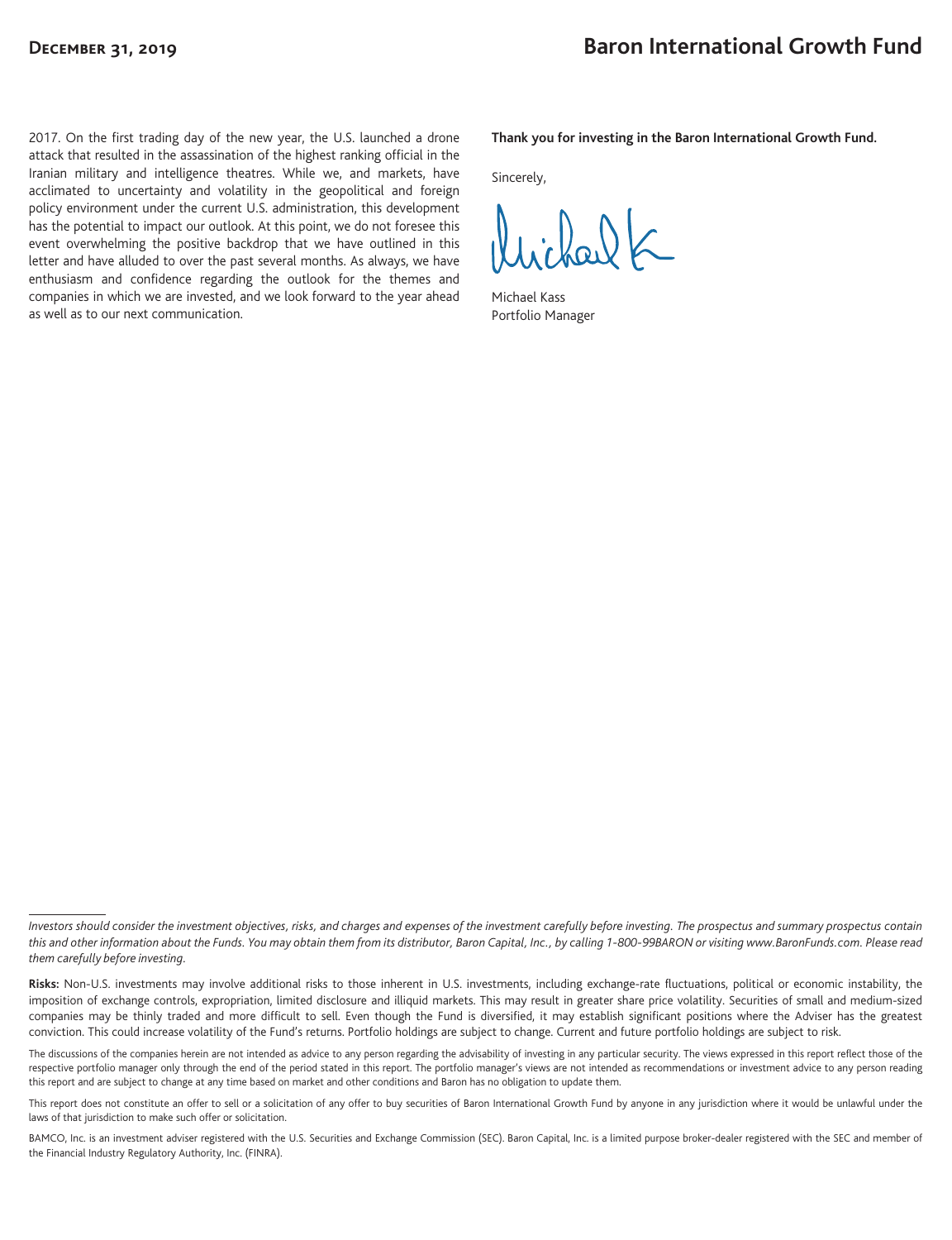2017. On the first trading day of the new year, the U.S. launched a drone attack that resulted in the assassination of the highest ranking official in the Iranian military and intelligence theatres. While we, and markets, have acclimated to uncertainty and volatility in the geopolitical and foreign policy environment under the current U.S. administration, this development has the potential to impact our outlook. At this point, we do not foresee this event overwhelming the positive backdrop that we have outlined in this letter and have alluded to over the past several months. As always, we have enthusiasm and confidence regarding the outlook for the themes and companies in which we are invested, and we look forward to the year ahead as well as to our next communication.

**Thank you for investing in the Baron International Growth Fund.**

Sincerely,

Michael Kass
Portfolio Manager

---

*Investors should consider the investment objectives, risks, and charges and expenses of the investment carefully before investing. The prospectus and summary prospectus contain this and other information about the Funds. You may obtain them from its distributor, Baron Capital, Inc., by calling 1-800-99BARON or visiting www.BaronFunds.com. Please read them carefully before investing.*

**Risks:** Non-U.S. investments may involve additional risks to those inherent in U.S. investments, including exchange-rate fluctuations, political or economic instability, the imposition of exchange controls, expropriation, limited disclosure and illiquid markets. This may result in greater share price volatility. Securities of small and medium-sized companies may be thinly traded and more difficult to sell. Even though the Fund is diversified, it may establish significant positions where the Adviser has the greatest conviction. This could increase volatility of the Fund's returns. Portfolio holdings are subject to change. Current and future portfolio holdings are subject to risk.

The discussions of the companies herein are not intended as advice to any person regarding the advisability of investing in any particular security. The views expressed in this report reflect those of the respective portfolio manager only through the end of the period stated in this report. The portfolio manager's views are not intended as recommendations or investment advice to any person reading this report and are subject to change at any time based on market and other conditions and Baron has no obligation to update them.

This report does not constitute an offer to sell or a solicitation of any offer to buy securities of Baron International Growth Fund by anyone in any jurisdiction where it would be unlawful under the laws of that jurisdiction to make such offer or solicitation.

BAMCO, Inc. is an investment adviser registered with the U.S. Securities and Exchange Commission (SEC). Baron Capital, Inc. is a limited purpose broker-dealer registered with the SEC and member of the Financial Industry Regulatory Authority, Inc. (FINRA).